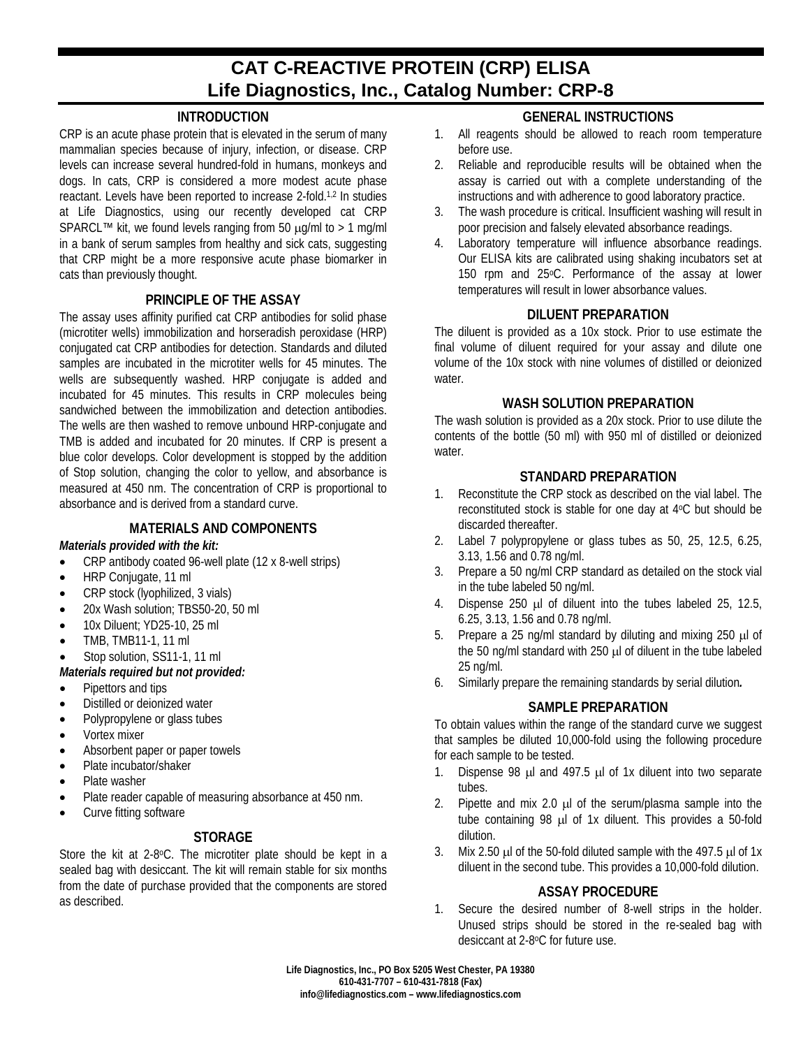# CAT C-REACTIVE PROTEIN (CRP) ELISA
## Life Diagnostics, Inc., Catalog Number: CRP-8

### INTRODUCTION

CRP is an acute phase protein that is elevated in the serum of many mammalian species because of injury, infection, or disease. CRP levels can increase several hundred-fold in humans, monkeys and dogs. In cats, CRP is considered a more modest acute phase reactant. Levels have been reported to increase 2-fold.[1,2] In studies at Life Diagnostics, using our recently developed cat CRP SPARCL™ kit, we found levels ranging from 50 μg/ml to > 1 mg/ml in a bank of serum samples from healthy and sick cats, suggesting that CRP might be a more responsive acute phase biomarker in cats than previously thought.

### PRINCIPLE OF THE ASSAY

The assay uses affinity purified cat CRP antibodies for solid phase (microtiter wells) immobilization and horseradish peroxidase (HRP) conjugated cat CRP antibodies for detection. Standards and diluted samples are incubated in the microtiter wells for 45 minutes. The wells are subsequently washed. HRP conjugate is added and incubated for 45 minutes. This results in CRP molecules being sandwiched between the immobilization and detection antibodies. The wells are then washed to remove unbound HRP-conjugate and TMB is added and incubated for 20 minutes. If CRP is present a blue color develops. Color development is stopped by the addition of Stop solution, changing the color to yellow, and absorbance is measured at 450 nm. The concentration of CRP is proportional to absorbance and is derived from a standard curve.

### MATERIALS AND COMPONENTS

***Materials provided with the kit:***

- CRP antibody coated 96-well plate (12 x 8-well strips)
- HRP Conjugate, 11 ml
- CRP stock (lyophilized, 3 vials)
- 20x Wash solution; TBS50-20, 50 ml
- 10x Diluent; YD25-10, 25 ml
- TMB, TMB11-1, 11 ml
- Stop solution, SS11-1, 11 ml

***Materials required but not provided:***

- Pipettors and tips
- Distilled or deionized water
- Polypropylene or glass tubes
- Vortex mixer
- Absorbent paper or paper towels
- Plate incubator/shaker
- Plate washer
- Plate reader capable of measuring absorbance at 450 nm.
- Curve fitting software

### STORAGE

Store the kit at 2-8°C. The microtiter plate should be kept in a sealed bag with desiccant. The kit will remain stable for six months from the date of purchase provided that the components are stored as described.

### GENERAL INSTRUCTIONS

1. All reagents should be allowed to reach room temperature before use.
2. Reliable and reproducible results will be obtained when the assay is carried out with a complete understanding of the instructions and with adherence to good laboratory practice.
3. The wash procedure is critical. Insufficient washing will result in poor precision and falsely elevated absorbance readings.
4. Laboratory temperature will influence absorbance readings. Our ELISA kits are calibrated using shaking incubators set at 150 rpm and 25°C. Performance of the assay at lower temperatures will result in lower absorbance values.

### DILUENT PREPARATION

The diluent is provided as a 10x stock. Prior to use estimate the final volume of diluent required for your assay and dilute one volume of the 10x stock with nine volumes of distilled or deionized water.

### WASH SOLUTION PREPARATION

The wash solution is provided as a 20x stock. Prior to use dilute the contents of the bottle (50 ml) with 950 ml of distilled or deionized water.

### STANDARD PREPARATION

1. Reconstitute the CRP stock as described on the vial label. The reconstituted stock is stable for one day at 4°C but should be discarded thereafter.
2. Label 7 polypropylene or glass tubes as 50, 25, 12.5, 6.25, 3.13, 1.56 and 0.78 ng/ml.
3. Prepare a 50 ng/ml CRP standard as detailed on the stock vial in the tube labeled 50 ng/ml.
4. Dispense 250 μl of diluent into the tubes labeled 25, 12.5, 6.25, 3.13, 1.56 and 0.78 ng/ml.
5. Prepare a 25 ng/ml standard by diluting and mixing 250 μl of the 50 ng/ml standard with 250 μl of diluent in the tube labeled 25 ng/ml.
6. Similarly prepare the remaining standards by serial dilution.

### SAMPLE PREPARATION

To obtain values within the range of the standard curve we suggest that samples be diluted 10,000-fold using the following procedure for each sample to be tested.

1. Dispense 98 μl and 497.5 μl of 1x diluent into two separate tubes.
2. Pipette and mix 2.0 μl of the serum/plasma sample into the tube containing 98 μl of 1x diluent. This provides a 50-fold dilution.
3. Mix 2.50 μl of the 50-fold diluted sample with the 497.5 μl of 1x diluent in the second tube. This provides a 10,000-fold dilution.

### ASSAY PROCEDURE

1. Secure the desired number of 8-well strips in the holder. Unused strips should be stored in the re-sealed bag with desiccant at 2-8°C for future use.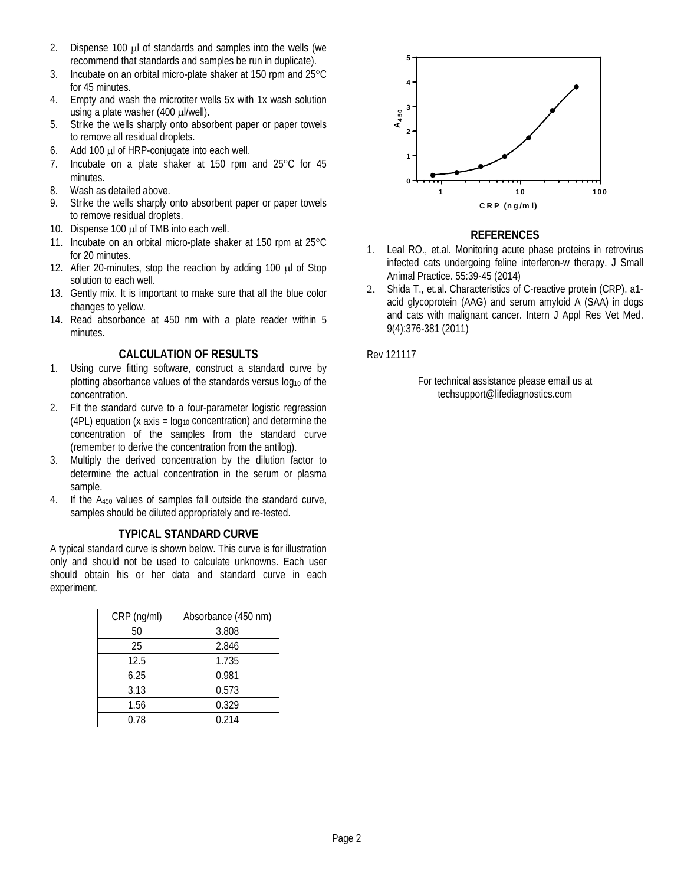2. Dispense 100 μl of standards and samples into the wells (we recommend that standards and samples be run in duplicate).
3. Incubate on an orbital micro-plate shaker at 150 rpm and 25°C for 45 minutes.
4. Empty and wash the microtiter wells 5x with 1x wash solution using a plate washer (400 μl/well).
5. Strike the wells sharply onto absorbent paper or paper towels to remove all residual droplets.
6. Add 100 μl of HRP-conjugate into each well.
7. Incubate on a plate shaker at 150 rpm and 25°C for 45 minutes.
8. Wash as detailed above.
9. Strike the wells sharply onto absorbent paper or paper towels to remove residual droplets.
10. Dispense 100 μl of TMB into each well.
11. Incubate on an orbital micro-plate shaker at 150 rpm at 25°C for 20 minutes.
12. After 20-minutes, stop the reaction by adding 100 μl of Stop solution to each well.
13. Gently mix. It is important to make sure that all the blue color changes to yellow.
14. Read absorbance at 450 nm with a plate reader within 5 minutes.

## CALCULATION OF RESULTS

1. Using curve fitting software, construct a standard curve by plotting absorbance values of the standards versus $\log_{10}$ of the concentration.
2. Fit the standard curve to a four-parameter logistic regression (4PL) equation (x axis = $\log_{10}$ concentration) and determine the concentration of the samples from the standard curve (remember to derive the concentration from the antilog).
3. Multiply the derived concentration by the dilution factor to determine the actual concentration in the serum or plasma sample.
4. If the $A_{450}$ values of samples fall outside the standard curve, samples should be diluted appropriately and re-tested.

## TYPICAL STANDARD CURVE

A typical standard curve is shown below. This curve is for illustration only and should not be used to calculate unknowns. Each user should obtain his or her data and standard curve in each experiment.

| CRP (ng/ml) | Absorbance (450 nm) |
|---|---|
| 50 | 3.808 |
| 25 | 2.846 |
| 12.5 | 1.735 |
| 6.25 | 0.981 |
| 3.13 | 0.573 |
| 1.56 | 0.329 |
| 0.78 | 0.214 |

5
4
3
2
1
0
$A_{450}$
1
10
100
CRP (ng/ml)

## REFERENCES

1. Leal RO., et.al. Monitoring acute phase proteins in retrovirus infected cats undergoing feline interferon-w therapy. J Small Animal Practice. 55:39-45 (2014)
2. Shida T., et.al. Characteristics of C-reactive protein (CRP), a1-acid glycoprotein (AAG) and serum amyloid A (SAA) in dogs and cats with malignant cancer. Intern J Appl Res Vet Med. 9(4):376-381 (2011)

Rev 121117

For technical assistance please email us at techsupport@lifediagnostics.com